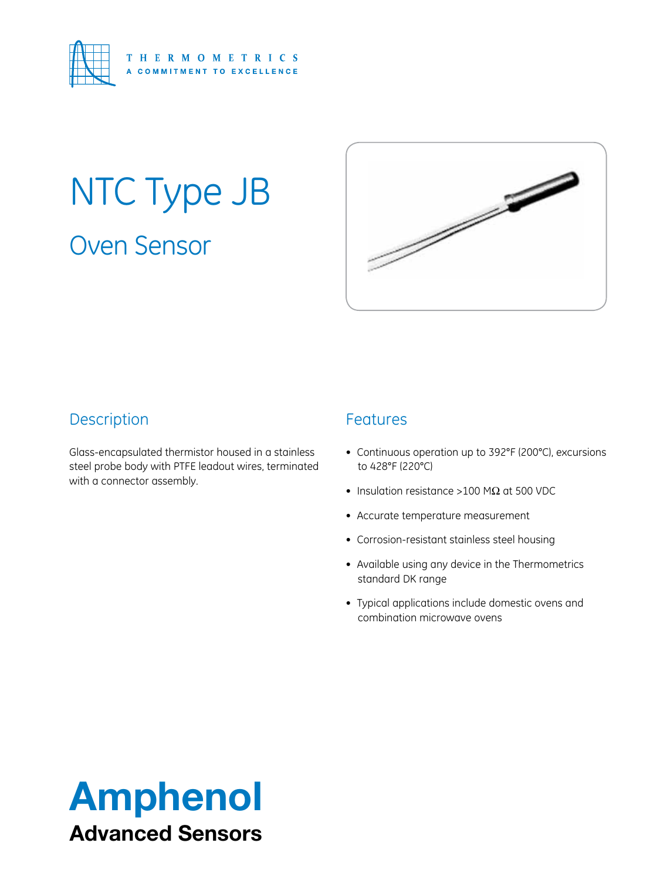THERMOMETRICS
A COMMITMENT TO EXCELLENCE

# NTC Type JB

## Oven Sensor

## Description

Glass-encapsulated thermistor housed in a stainless steel probe body with PTFE leadout wires, terminated with a connector assembly.

## Features

- Continuous operation up to 392°F (200°C), excursions to 428°F (220°C)
- Insulation resistance >100 MΩ at 500 VDC
- Accurate temperature measurement
- Corrosion-resistant stainless steel housing
- Available using any device in the Thermometrics standard DK range
- Typical applications include domestic ovens and combination microwave ovens

**Amphenol**
**Advanced Sensors**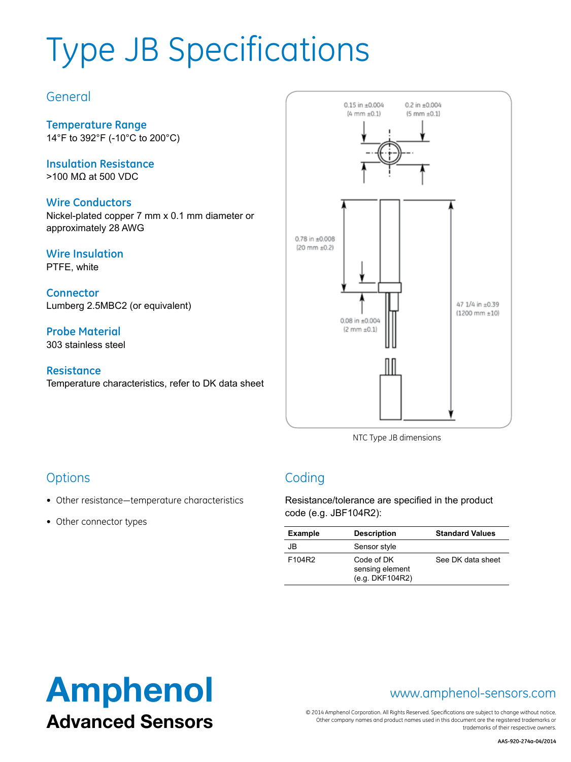# Type JB Specifications

## General

### Temperature Range

14°F to 392°F (-10°C to 200°C)

### Insulation Resistance

>100 MΩ at 500 VDC

### Wire Conductors

Nickel-plated copper 7 mm x 0.1 mm diameter or approximately 28 AWG

### Wire Insulation

PTFE, white

### Connector

Lumberg 2.5MBC2 (or equivalent)

### Probe Material

303 stainless steel

### Resistance

Temperature characteristics, refer to DK data sheet

0.15 in ±0.004
(4 mm ±0.1)

0.2 in ±0.004
(5 mm ±0.1)

0.78 in ±0.008
(20 mm ±0.2)

0.08 in ±0.004
(2 mm ±0.1)

47 1/4 in ±0.39
(1200 mm ±10)

NTC Type JB dimensions

## Options

- Other resistance—temperature characteristics
- Other connector types

## Coding

Resistance/tolerance are specified in the product code (e.g. JBF104R2):

| Example | Description | Standard Values |
|---|---|---|
| JB | Sensor style | |
| F104R2 | Code of DK sensing element (e.g. DKF104R2) | See DK data sheet |

**Amphenol**
**Advanced Sensors**

www.amphenol-sensors.com

© 2014 Amphenol Corporation. All Rights Reserved. Specifications are subject to change without notice. Other company names and product names used in this document are the registered trademarks or trademarks of their respective owners.

AAS-920-274a-04/2014